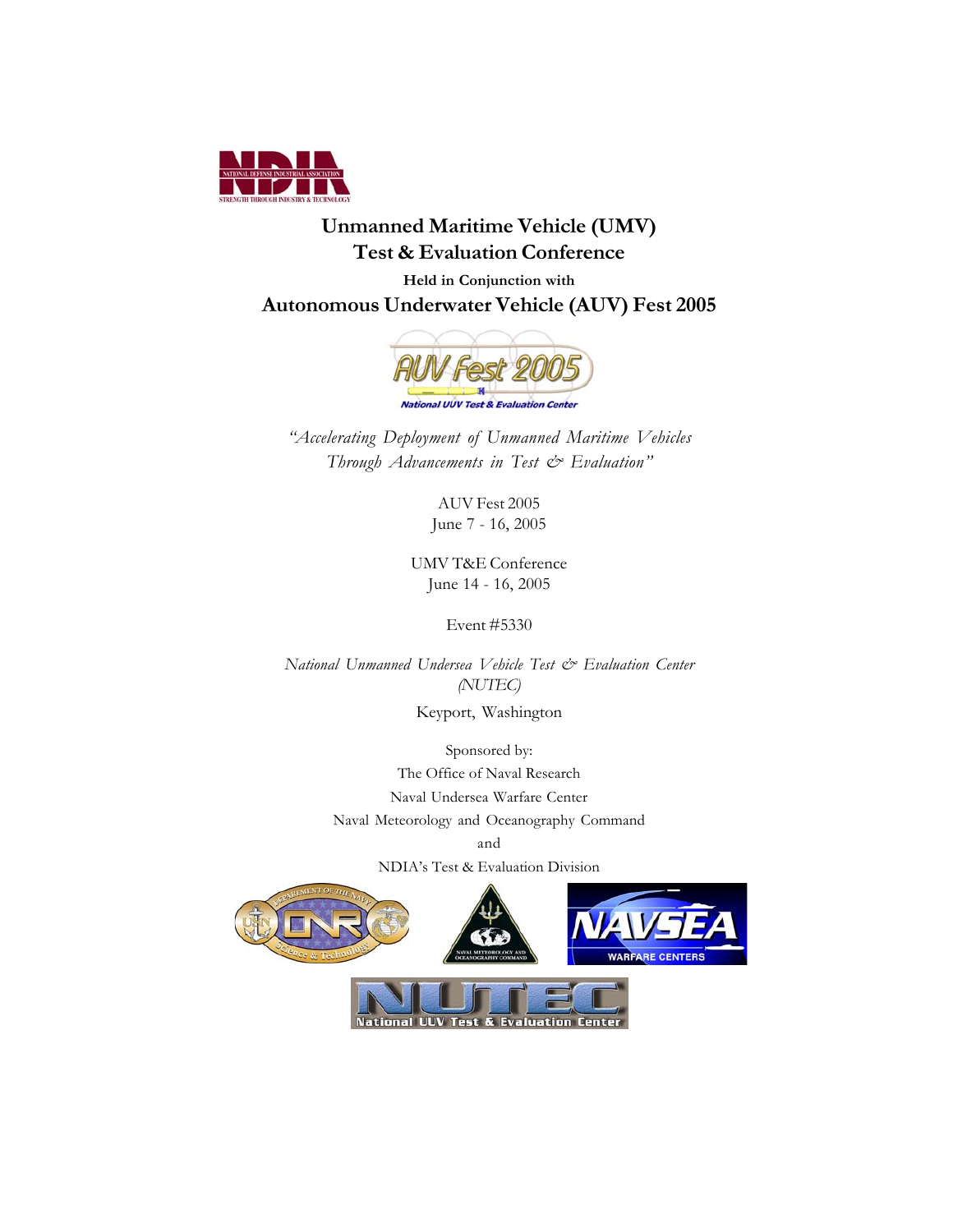# Unmanned Maritime Vehicle (UMV) Test & Evaluation Conference

**Held in Conjunction with**

## Autonomous Underwater Vehicle (AUV) Fest 2005

*"Accelerating Deployment of Unmanned Maritime Vehicles Through Advancements in Test & Evaluation"*

AUV Fest 2005
June 7 - 16, 2005

UMV T&E Conference
June 14 - 16, 2005

Event #5330

*National Unmanned Undersea Vehicle Test & Evaluation Center (NUTEC)*

Keyport, Washington

Sponsored by:
The Office of Naval Research
Naval Undersea Warfare Center
Naval Meteorology and Oceanography Command
and
NDIA's Test & Evaluation Division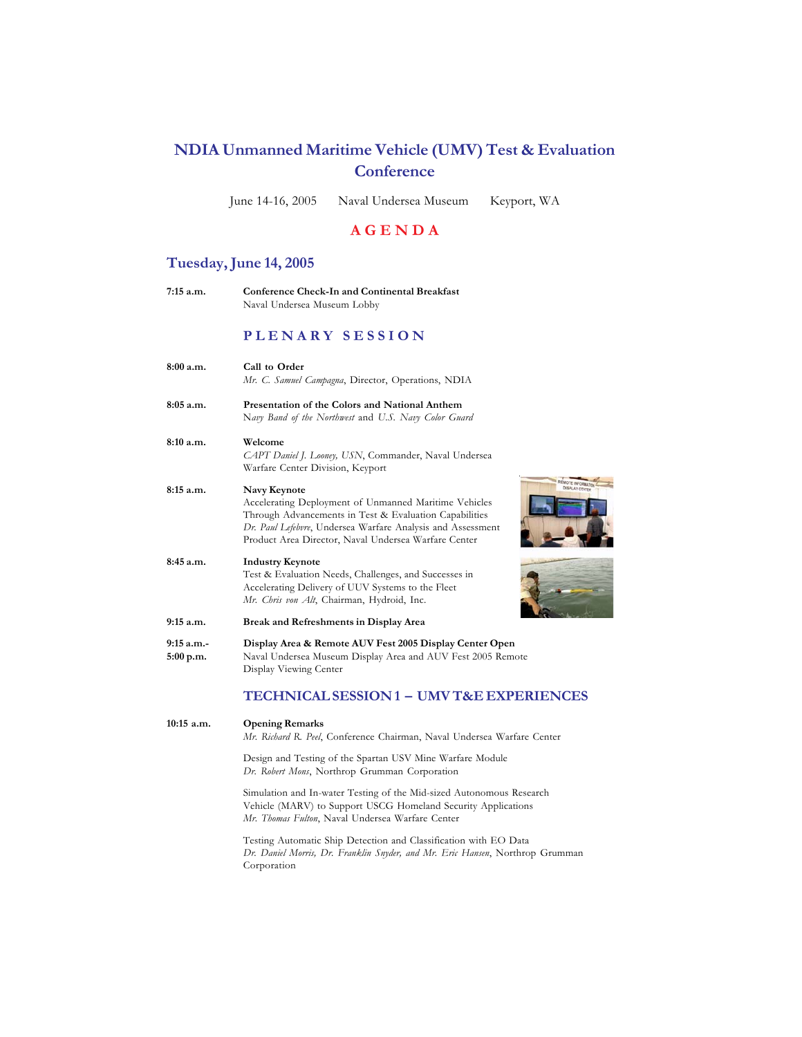# NDIA Unmanned Maritime Vehicle (UMV) Test & Evaluation Conference

June 14-16, 2005 Naval Undersea Museum Keyport, WA

## AGENDA

## Tuesday, June 14, 2005

**7:15 a.m.** **Conference Check-In and Continental Breakfast**
Naval Undersea Museum Lobby

### PLENARY SESSION

**8:00 a.m.** **Call to Order**
*Mr. C. Samuel Campagna*, Director, Operations, NDIA

**8:05 a.m.** **Presentation of the Colors and National Anthem**
*Navy Band of the Northwest* and *U.S. Navy Color Guard*

**8:10 a.m.** **Welcome**
*CAPT Daniel J. Looney, USN*, Commander, Naval Undersea Warfare Center Division, Keyport

**8:15 a.m.** **Navy Keynote**
Accelerating Deployment of Unmanned Maritime Vehicles Through Advancements in Test & Evaluation Capabilities
*Dr. Paul Lefebvre*, Undersea Warfare Analysis and Assessment Product Area Director, Naval Undersea Warfare Center

**8:45 a.m.** **Industry Keynote**
Test & Evaluation Needs, Challenges, and Successes in Accelerating Delivery of UUV Systems to the Fleet
*Mr. Chris von Alt*, Chairman, Hydroid, Inc.

**9:15 a.m.** **Break and Refreshments in Display Area**

**9:15 a.m.- 5:00 p.m.** **Display Area & Remote AUV Fest 2005 Display Center Open**
Naval Undersea Museum Display Area and AUV Fest 2005 Remote Display Viewing Center

### TECHNICAL SESSION 1 – UMV T&E EXPERIENCES

**10:15 a.m.** **Opening Remarks**
*Mr. Richard R. Peel*, Conference Chairman, Naval Undersea Warfare Center

Design and Testing of the Spartan USV Mine Warfare Module
*Dr. Robert Mons*, Northrop Grumman Corporation

Simulation and In-water Testing of the Mid-sized Autonomous Research Vehicle (MARV) to Support USCG Homeland Security Applications
*Mr. Thomas Fulton*, Naval Undersea Warfare Center

Testing Automatic Ship Detection and Classification with EO Data
*Dr. Daniel Morris, Dr. Franklin Snyder, and Mr. Eric Hansen*, Northrop Grumman Corporation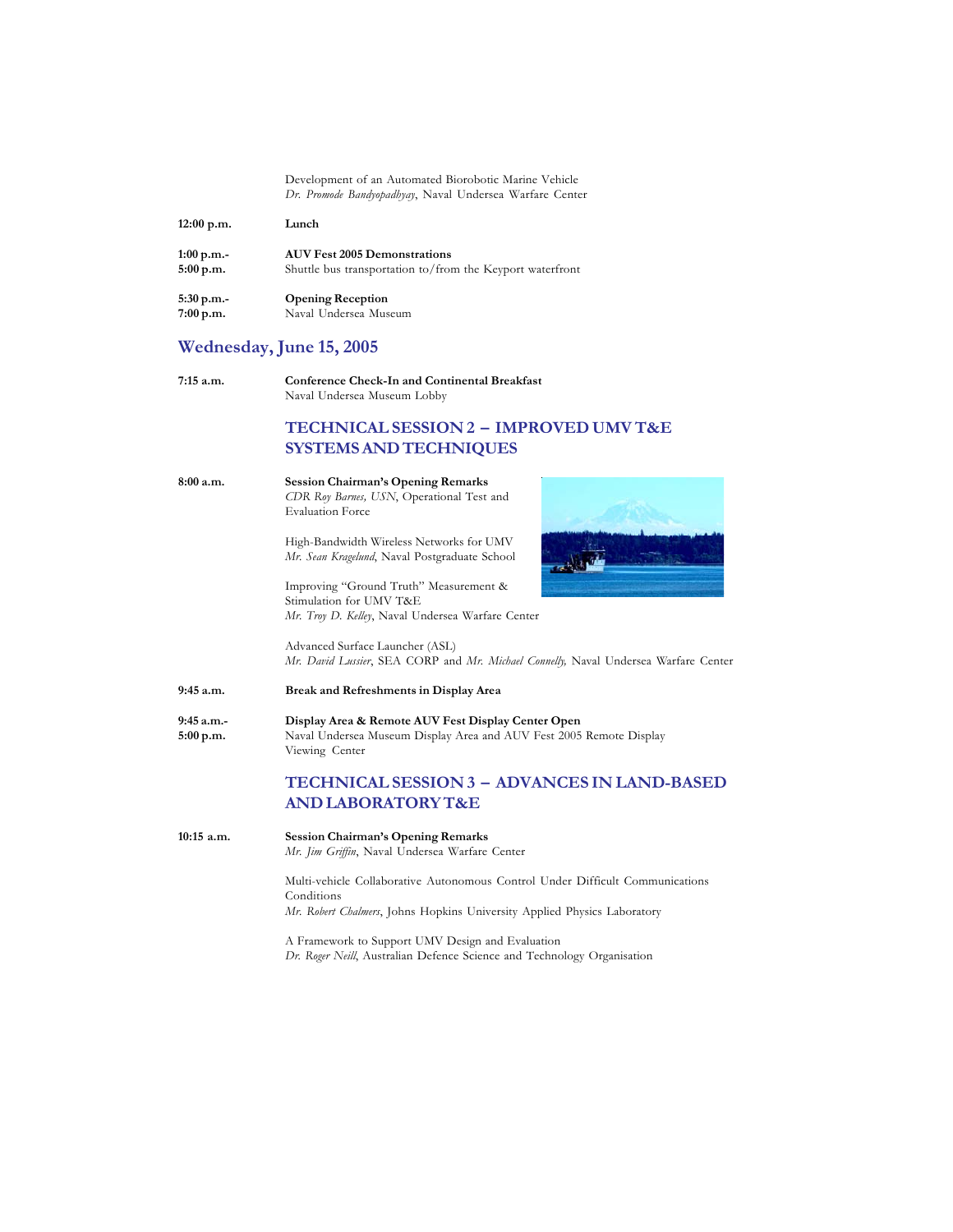Development of an Automated Biorobotic Marine Vehicle
*Dr. Promode Bandyopadhyay*, Naval Undersea Warfare Center

**12:00 p.m.** **Lunch**

**1:00 p.m.- 5:00 p.m.** **AUV Fest 2005 Demonstrations**
Shuttle bus transportation to/from the Keyport waterfront

**5:30 p.m.- 7:00 p.m.** **Opening Reception**
Naval Undersea Museum

## Wednesday, June 15, 2005

**7:15 a.m.** **Conference Check-In and Continental Breakfast**
Naval Undersea Museum Lobby

### TECHNICAL SESSION 2 – IMPROVED UMV T&E SYSTEMS AND TECHNIQUES

**8:00 a.m.** **Session Chairman's Opening Remarks**
*CDR Roy Barnes, USN*, Operational Test and Evaluation Force

High-Bandwidth Wireless Networks for UMV
*Mr. Sean Kragelund*, Naval Postgraduate School

Improving "Ground Truth" Measurement & Stimulation for UMV T&E
*Mr. Troy D. Kelley*, Naval Undersea Warfare Center

Advanced Surface Launcher (ASL)
*Mr. David Lussier*, SEA CORP and *Mr. Michael Connelly,* Naval Undersea Warfare Center

**9:45 a.m.** **Break and Refreshments in Display Area**

**9:45 a.m.- 5:00 p.m.** **Display Area & Remote AUV Fest Display Center Open**
Naval Undersea Museum Display Area and AUV Fest 2005 Remote Display Viewing Center

### TECHNICAL SESSION 3 – ADVANCES IN LAND-BASED AND LABORATORY T&E

**10:15 a.m.** **Session Chairman's Opening Remarks**
*Mr. Jim Griffin*, Naval Undersea Warfare Center

Multi-vehicle Collaborative Autonomous Control Under Difficult Communications Conditions
*Mr. Robert Chalmers*, Johns Hopkins University Applied Physics Laboratory

A Framework to Support UMV Design and Evaluation
*Dr. Roger Neill*, Australian Defence Science and Technology Organisation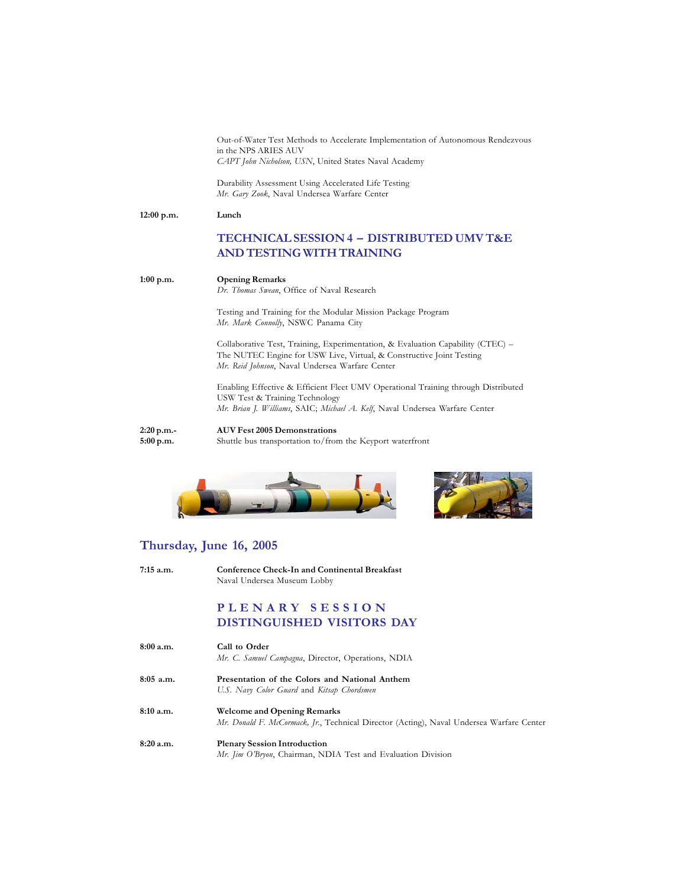Out-of-Water Test Methods to Accelerate Implementation of Autonomous Rendezvous in the NPS ARIES AUV
*CAPT John Nicholson, USN*, United States Naval Academy

Durability Assessment Using Accelerated Life Testing
*Mr. Gary Zook*, Naval Undersea Warfare Center

**12:00 p.m.** **Lunch**

## TECHNICAL SESSION 4 – DISTRIBUTED UMV T&E AND TESTING WITH TRAINING

**1:00 p.m.** **Opening Remarks**
*Dr. Thomas Swean*, Office of Naval Research

Testing and Training for the Modular Mission Package Program
*Mr. Mark Connolly*, NSWC Panama City

Collaborative Test, Training, Experimentation, & Evaluation Capability (CTEC) – The NUTEC Engine for USW Live, Virtual, & Constructive Joint Testing
*Mr. Reid Johnson*, Naval Undersea Warfare Center

Enabling Effective & Efficient Fleet UMV Operational Training through Distributed USW Test & Training Technology
*Mr. Brian J. Williams*, SAIC; *Michael A. Kelf*, Naval Undersea Warfare Center

**2:20 p.m.- 5:00 p.m.** **AUV Fest 2005 Demonstrations**
Shuttle bus transportation to/from the Keyport waterfront

## Thursday, June 16, 2005

**7:15 a.m.** **Conference Check-In and Continental Breakfast**
Naval Undersea Museum Lobby

## PLENARY SESSION DISTINGUISHED VISITORS DAY

**8:00 a.m.** **Call to Order**
*Mr. C. Samuel Campagna*, Director, Operations, NDIA

**8:05 a.m.** **Presentation of the Colors and National Anthem**
*U.S. Navy Color Guard* and *Kitsap Chordsmen*

**8:10 a.m.** **Welcome and Opening Remarks**
*Mr. Donald F. McCormack, Jr.*, Technical Director (Acting), Naval Undersea Warfare Center

**8:20 a.m.** **Plenary Session Introduction**
*Mr. Jim O'Bryon*, Chairman, NDIA Test and Evaluation Division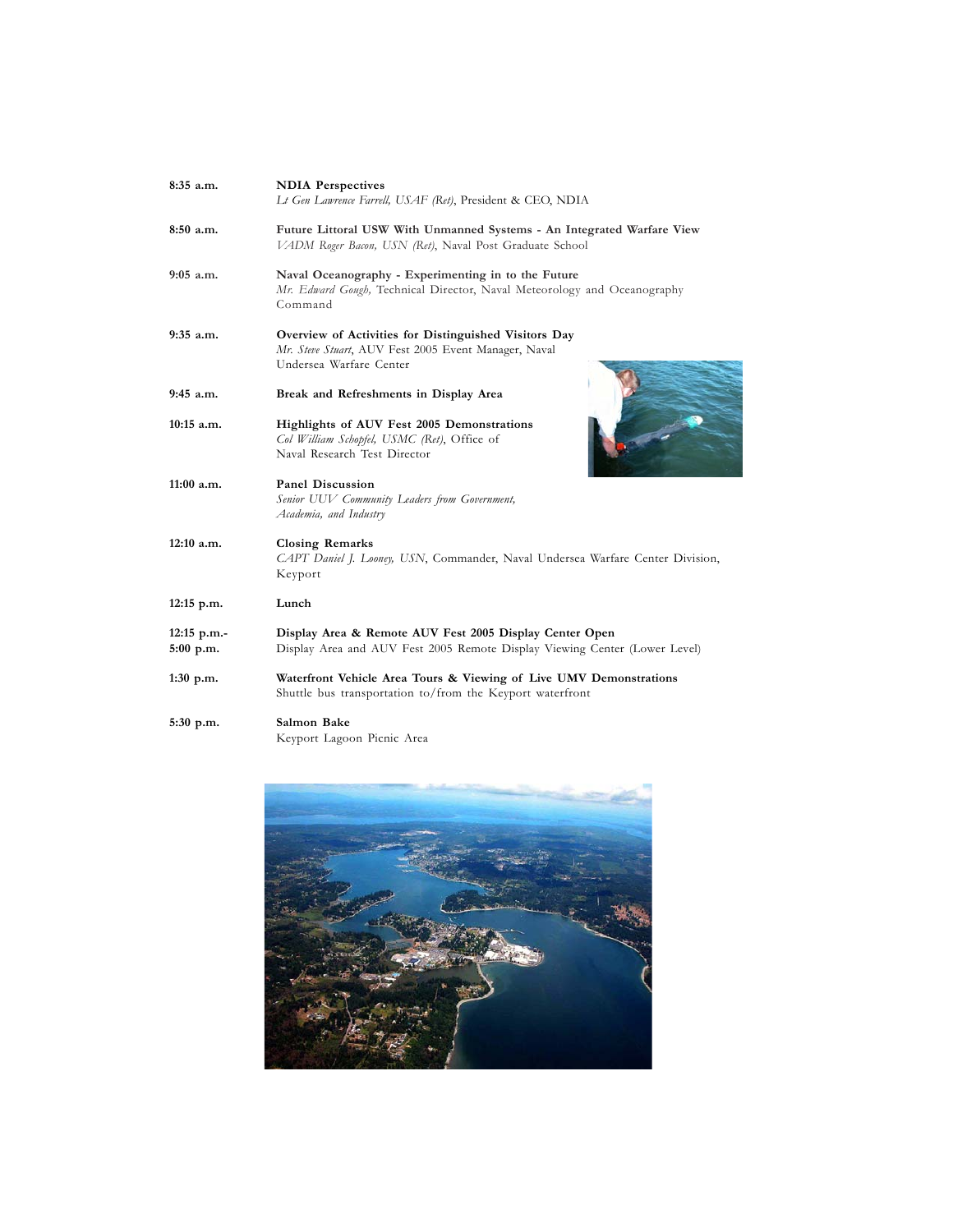**8:35 a.m.** **NDIA Perspectives**
*Lt Gen Lawrence Farrell, USAF (Ret)*, President & CEO, NDIA

**8:50 a.m.** **Future Littoral USW With Unmanned Systems - An Integrated Warfare View**
*VADM Roger Bacon, USN (Ret)*, Naval Post Graduate School

**9:05 a.m.** **Naval Oceanography - Experimenting in to the Future**
*Mr. Edward Gough,* Technical Director, Naval Meteorology and Oceanography Command

**9:35 a.m.** **Overview of Activities for Distinguished Visitors Day**
*Mr. Steve Stuart*, AUV Fest 2005 Event Manager, Naval Undersea Warfare Center

**9:45 a.m.** **Break and Refreshments in Display Area**

**10:15 a.m.** **Highlights of AUV Fest 2005 Demonstrations**
*Col William Schopfel, USMC (Ret)*, Office of Naval Research Test Director

**11:00 a.m.** **Panel Discussion**
*Senior UUV Community Leaders from Government, Academia, and Industry*

**12:10 a.m.** **Closing Remarks**
*CAPT Daniel J. Looney, USN*, Commander, Naval Undersea Warfare Center Division, Keyport

**12:15 p.m.** **Lunch**

**12:15 p.m.- 5:00 p.m.** **Display Area & Remote AUV Fest 2005 Display Center Open**
Display Area and AUV Fest 2005 Remote Display Viewing Center (Lower Level)

**1:30 p.m.** **Waterfront Vehicle Area Tours & Viewing of Live UMV Demonstrations**
Shuttle bus transportation to/from the Keyport waterfront

**5:30 p.m.** **Salmon Bake**
Keyport Lagoon Picnic Area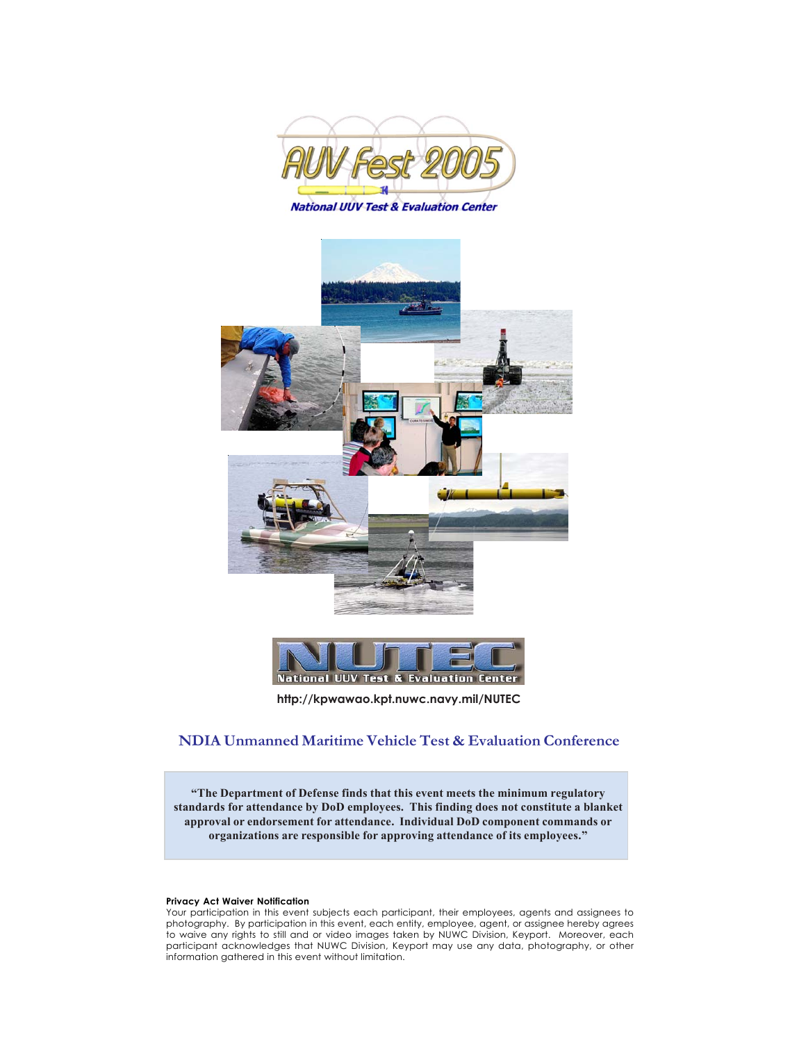AUV Fest 2005

National UUV Test & Evaluation Center

NUTEC

National UUV Test & Evaluation Center

**http://kpwawao.kpt.nuwc.navy.mil/NUTEC**

## NDIA Unmanned Maritime Vehicle Test & Evaluation Conference

> **"The Department of Defense finds that this event meets the minimum regulatory standards for attendance by DoD employees. This finding does not constitute a blanket approval or endorsement for attendance. Individual DoD component commands or organizations are responsible for approving attendance of its employees."**

**Privacy Act Waiver Notification**

Your participation in this event subjects each participant, their employees, agents and assignees to photography. By participation in this event, each entity, employee, agent, or assignee hereby agrees to waive any rights to still and or video images taken by NUWC Division, Keyport. Moreover, each participant acknowledges that NUWC Division, Keyport may use any data, photography, or other information gathered in this event without limitation.